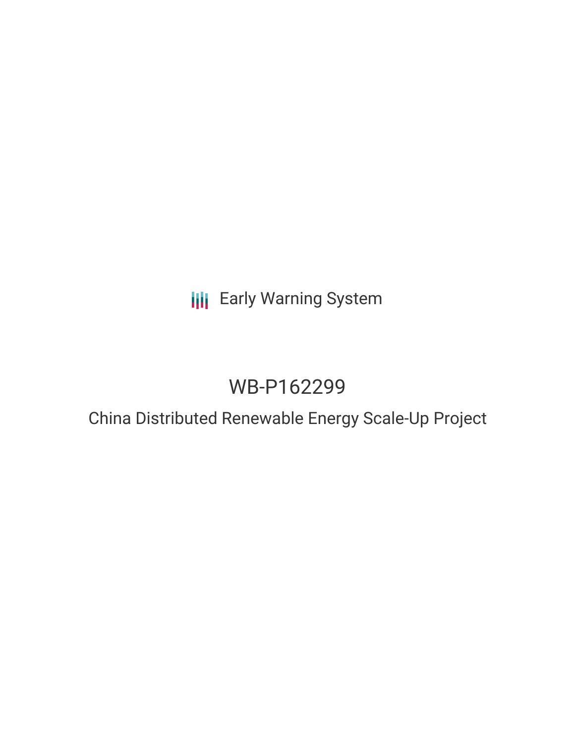Early Warning System

# WB-P162299

## China Distributed Renewable Energy Scale-Up Project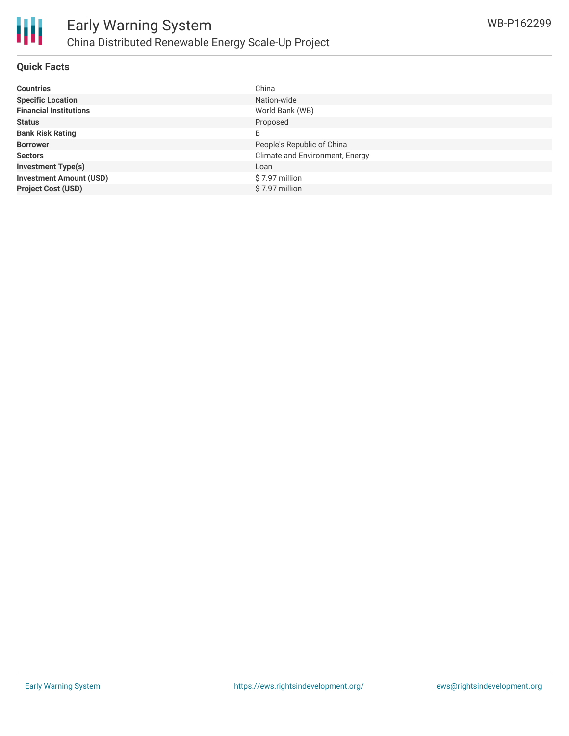## Quick Facts

| | |
|---|---|
| **Countries** | China |
| **Specific Location** | Nation-wide |
| **Financial Institutions** | World Bank (WB) |
| **Status** | Proposed |
| **Bank Risk Rating** | B |
| **Borrower** | People's Republic of China |
| **Sectors** | Climate and Environment, Energy |
| **Investment Type(s)** | Loan |
| **Investment Amount (USD)** | $ 7.97 million |
| **Project Cost (USD)** | $ 7.97 million |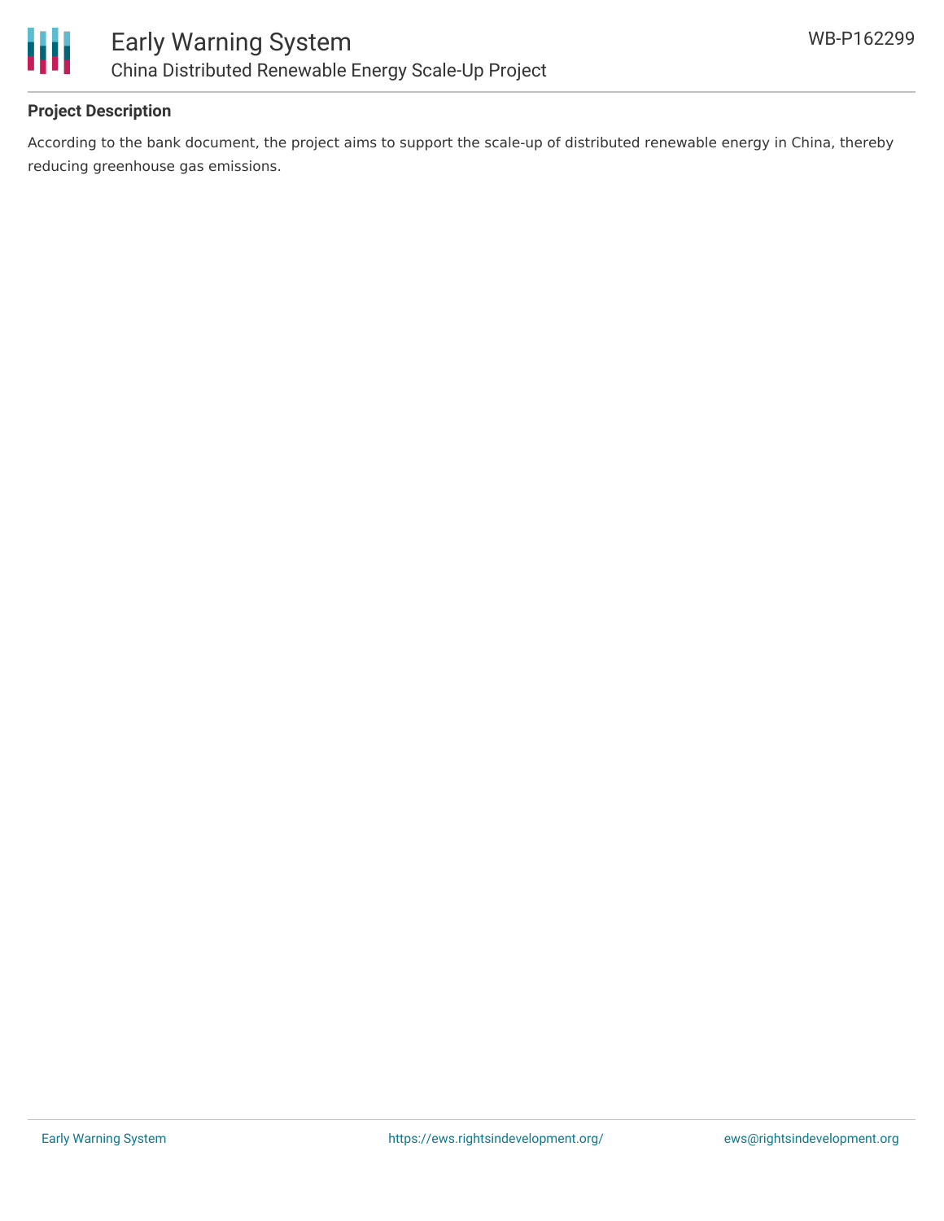## Project Description

According to the bank document, the project aims to support the scale-up of distributed renewable energy in China, thereby reducing greenhouse gas emissions.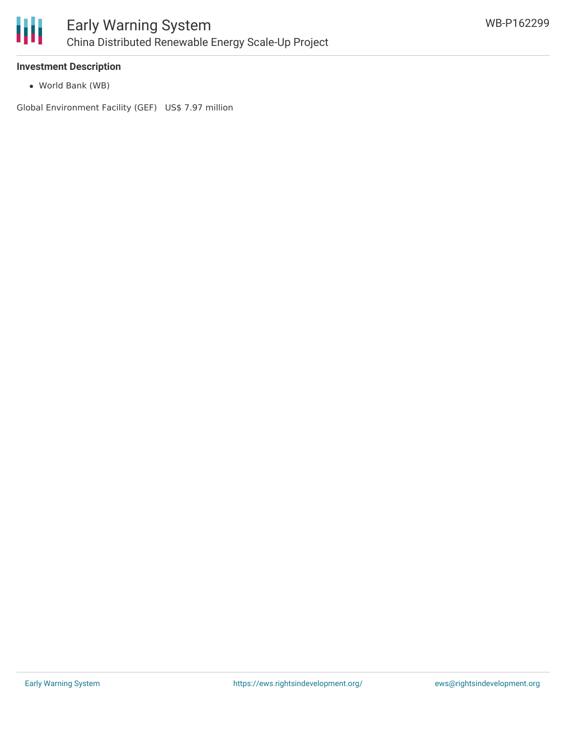### Investment Description

- World Bank (WB)

Global Environment Facility (GEF)   US$ 7.97 million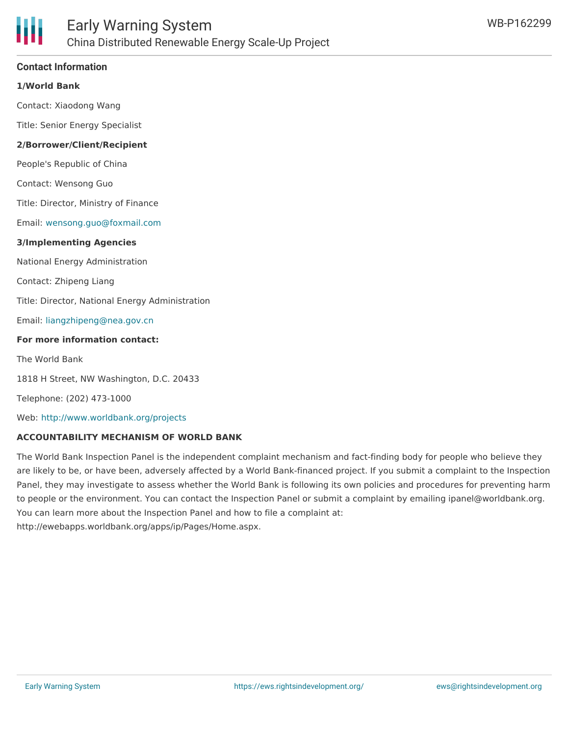## Contact Information

**1/World Bank**

Contact: Xiaodong Wang

Title: Senior Energy Specialist

**2/Borrower/Client/Recipient**

People's Republic of China

Contact: Wensong Guo

Title: Director, Ministry of Finance

Email: wensong.guo@foxmail.com

**3/Implementing Agencies**

National Energy Administration

Contact: Zhipeng Liang

Title: Director, National Energy Administration

Email: liangzhipeng@nea.gov.cn

**For more information contact:**

The World Bank

1818 H Street, NW Washington, D.C. 20433

Telephone: (202) 473-1000

Web: http://www.worldbank.org/projects

## ACCOUNTABILITY MECHANISM OF WORLD BANK

The World Bank Inspection Panel is the independent complaint mechanism and fact-finding body for people who believe they are likely to be, or have been, adversely affected by a World Bank-financed project. If you submit a complaint to the Inspection Panel, they may investigate to assess whether the World Bank is following its own policies and procedures for preventing harm to people or the environment. You can contact the Inspection Panel or submit a complaint by emailing ipanel@worldbank.org. You can learn more about the Inspection Panel and how to file a complaint at: http://ewebapps.worldbank.org/apps/ip/Pages/Home.aspx.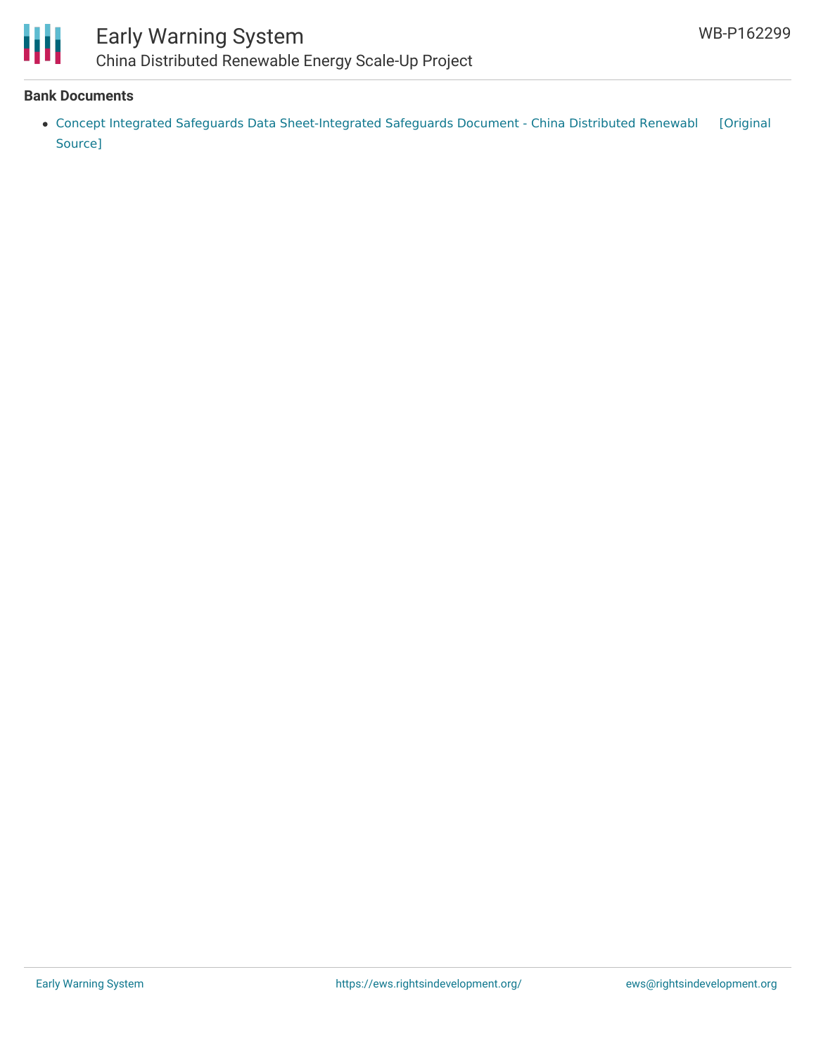**Bank Documents**

- Concept Integrated Safeguards Data Sheet-Integrated Safeguards Document - China Distributed Renewabl [Original Source]